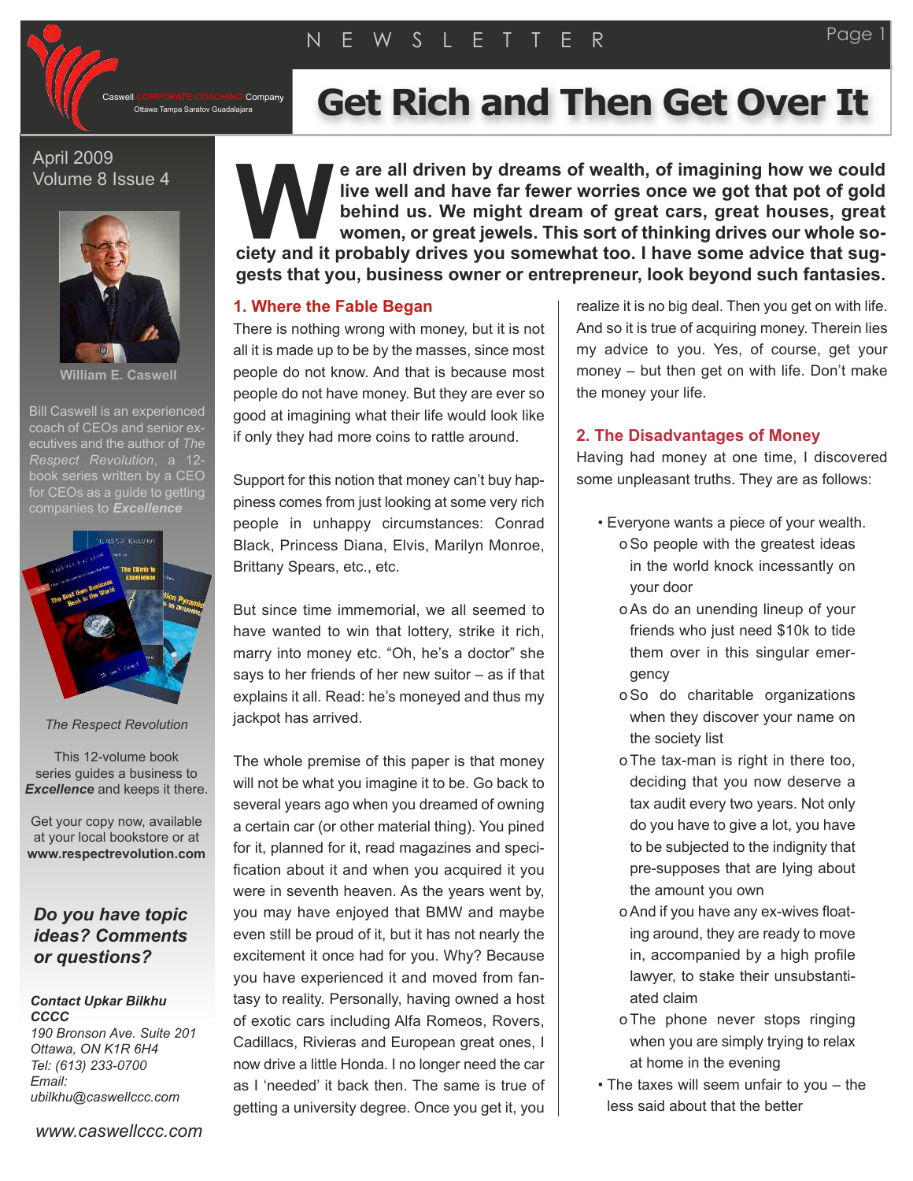# Get Rich and Then Get Over It

Caswell CORPORATE COACHING Company
Ottawa Tampa Saratov Guadalajara

NEWSLETTER

April 2009
Volume 8 Issue 4

**William E. Caswell**

Bill Caswell is an experienced coach of CEOs and senior executives and the author of *The Respect Revolution*, a 12-book series written by a CEO for CEOs as a guide to getting companies to ***Excellence***

*The Respect Revolution*

This 12-volume book series guides a business to ***Excellence*** and keeps it there.

Get your copy now, available at your local bookstore or at **www.respectrevolution.com**

***Do you have topic ideas? Comments or questions?***

***Contact Upkar Bilkhu CCCC***
*190 Bronson Ave. Suite 201*
*Ottawa, ON K1R 6H4*
*Tel: (613) 233-0700*
*Email: ubilkhu@caswellccc.com*

*www.caswellccc.com*

**We are all driven by dreams of wealth, of imagining how we could live well and have far fewer worries once we got that pot of gold behind us. We might dream of great cars, great houses, great women, or great jewels. This sort of thinking drives our whole society and it probably drives you somewhat too. I have some advice that suggests that you, business owner or entrepreneur, look beyond such fantasies.**

## 1. Where the Fable Began

There is nothing wrong with money, but it is not all it is made up to be by the masses, since most people do not know. And that is because most people do not have money. But they are ever so good at imagining what their life would look like if only they had more coins to rattle around.

Support for this notion that money can't buy happiness comes from just looking at some very rich people in unhappy circumstances: Conrad Black, Princess Diana, Elvis, Marilyn Monroe, Brittany Spears, etc., etc.

But since time immemorial, we all seemed to have wanted to win that lottery, strike it rich, marry into money etc. "Oh, he's a doctor" she says to her friends of her new suitor – as if that explains it all. Read: he's moneyed and thus my jackpot has arrived.

The whole premise of this paper is that money will not be what you imagine it to be. Go back to several years ago when you dreamed of owning a certain car (or other material thing). You pined for it, planned for it, read magazines and specification about it and when you acquired it you were in seventh heaven. As the years went by, you may have enjoyed that BMW and maybe even still be proud of it, but it has not nearly the excitement it once had for you. Why? Because you have experienced it and moved from fantasy to reality. Personally, having owned a host of exotic cars including Alfa Romeos, Rovers, Cadillacs, Rivieras and European great ones, I now drive a little Honda. I no longer need the car as I 'needed' it back then. The same is true of getting a university degree. Once you get it, you realize it is no big deal. Then you get on with life. And so it is true of acquiring money. Therein lies my advice to you. Yes, of course, get your money – but then get on with life. Don't make the money your life.

## 2. The Disadvantages of Money

Having had money at one time, I discovered some unpleasant truths. They are as follows:

- Everyone wants a piece of your wealth.
  - So people with the greatest ideas in the world knock incessantly on your door
  - As do an unending lineup of your friends who just need $10k to tide them over in this singular emergency
  - So do charitable organizations when they discover your name on the society list
  - The tax-man is right in there too, deciding that you now deserve a tax audit every two years. Not only do you have to give a lot, you have to be subjected to the indignity that pre-supposes that are lying about the amount you own
  - And if you have any ex-wives floating around, they are ready to move in, accompanied by a high profile lawyer, to stake their unsubstantiated claim
  - The phone never stops ringing when you are simply trying to relax at home in the evening
- The taxes will seem unfair to you – the less said about that the better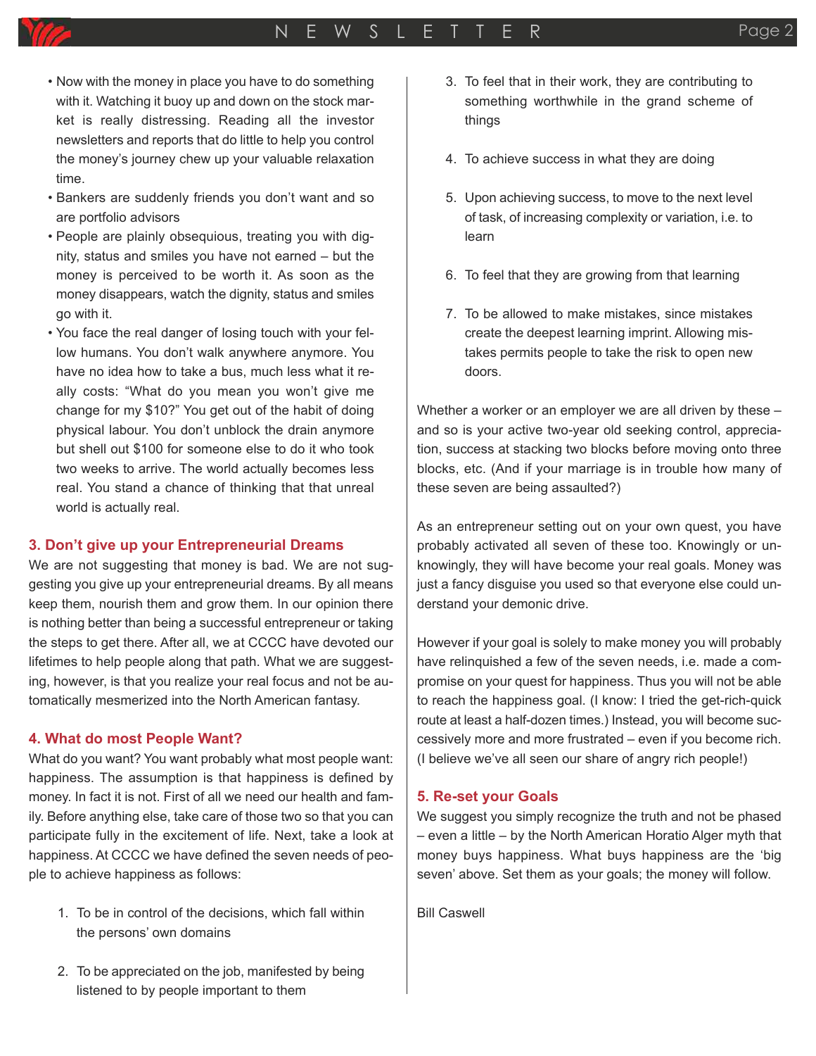- Now with the money in place you have to do something with it. Watching it buoy up and down on the stock market is really distressing. Reading all the investor newsletters and reports that do little to help you control the money's journey chew up your valuable relaxation time.
- Bankers are suddenly friends you don't want and so are portfolio advisors
- People are plainly obsequious, treating you with dignity, status and smiles you have not earned – but the money is perceived to be worth it. As soon as the money disappears, watch the dignity, status and smiles go with it.
- You face the real danger of losing touch with your fellow humans. You don't walk anywhere anymore. You have no idea how to take a bus, much less what it really costs: "What do you mean you won't give me change for my $10?" You get out of the habit of doing physical labour. You don't unblock the drain anymore but shell out $100 for someone else to do it who took two weeks to arrive. The world actually becomes less real. You stand a chance of thinking that that unreal world is actually real.

## 3. Don't give up your Entrepreneurial Dreams

We are not suggesting that money is bad. We are not suggesting you give up your entrepreneurial dreams. By all means keep them, nourish them and grow them. In our opinion there is nothing better than being a successful entrepreneur or taking the steps to get there. After all, we at CCCC have devoted our lifetimes to help people along that path. What we are suggesting, however, is that you realize your real focus and not be automatically mesmerized into the North American fantasy.

## 4. What do most People Want?

What do you want? You want probably what most people want: happiness. The assumption is that happiness is defined by money. In fact it is not. First of all we need our health and family. Before anything else, take care of those two so that you can participate fully in the excitement of life. Next, take a look at happiness. At CCCC we have defined the seven needs of people to achieve happiness as follows:

1. To be in control of the decisions, which fall within the persons' own domains
2. To be appreciated on the job, manifested by being listened to by people important to them
3. To feel that in their work, they are contributing to something worthwhile in the grand scheme of things
4. To achieve success in what they are doing
5. Upon achieving success, to move to the next level of task, of increasing complexity or variation, i.e. to learn
6. To feel that they are growing from that learning
7. To be allowed to make mistakes, since mistakes create the deepest learning imprint. Allowing mistakes permits people to take the risk to open new doors.

Whether a worker or an employer we are all driven by these – and so is your active two-year old seeking control, appreciation, success at stacking two blocks before moving onto three blocks, etc. (And if your marriage is in trouble how many of these seven are being assaulted?)

As an entrepreneur setting out on your own quest, you have probably activated all seven of these too. Knowingly or unknowingly, they will have become your real goals. Money was just a fancy disguise you used so that everyone else could understand your demonic drive.

However if your goal is solely to make money you will probably have relinquished a few of the seven needs, i.e. made a compromise on your quest for happiness. Thus you will not be able to reach the happiness goal. (I know: I tried the get-rich-quick route at least a half-dozen times.) Instead, you will become successively more and more frustrated – even if you become rich. (I believe we've all seen our share of angry rich people!)

## 5. Re-set your Goals

We suggest you simply recognize the truth and not be phased – even a little – by the North American Horatio Alger myth that money buys happiness. What buys happiness are the 'big seven' above. Set them as your goals; the money will follow.

Bill Caswell